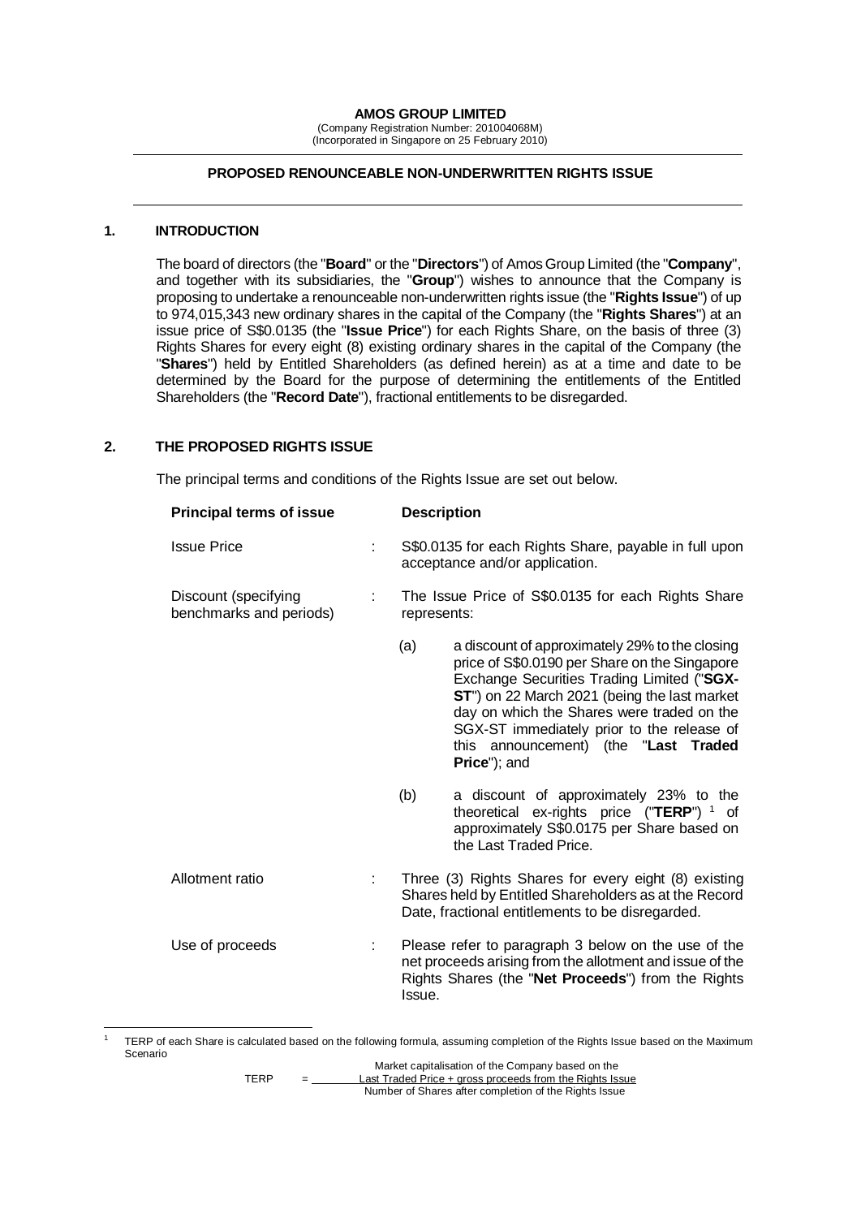**AMOS GROUP LIMITED**
(Company Registration Number: 201004068M)
(Incorporated in Singapore on 25 February 2010)

---

**PROPOSED RENOUNCEABLE NON-UNDERWRITTEN RIGHTS ISSUE**

---

## 1. INTRODUCTION

The board of directors (the "**Board**" or the "**Directors**") of Amos Group Limited (the "**Company**", and together with its subsidiaries, the "**Group**") wishes to announce that the Company is proposing to undertake a renounceable non-underwritten rights issue (the "**Rights Issue**") of up to 974,015,343 new ordinary shares in the capital of the Company (the "**Rights Shares**") at an issue price of S$0.0135 (the "**Issue Price**") for each Rights Share, on the basis of three (3) Rights Shares for every eight (8) existing ordinary shares in the capital of the Company (the "**Shares**") held by Entitled Shareholders (as defined herein) as at a time and date to be determined by the Board for the purpose of determining the entitlements of the Entitled Shareholders (the "**Record Date**"), fractional entitlements to be disregarded.

## 2. THE PROPOSED RIGHTS ISSUE

The principal terms and conditions of the Rights Issue are set out below.

| **Principal terms of issue** | | **Description** |
|---|---|---|
| Issue Price | : | S$0.0135 for each Rights Share, payable in full upon acceptance and/or application. |
| Discount (specifying benchmarks and periods) | : | The Issue Price of S$0.0135 for each Rights Share represents:<br><br>(a) a discount of approximately 29% to the closing price of S$0.0190 per Share on the Singapore Exchange Securities Trading Limited ("**SGX-ST**") on 22 March 2021 (being the last market day on which the Shares were traded on the SGX-ST immediately prior to the release of this announcement) (the "**Last Traded Price**"); and<br><br>(b) a discount of approximately 23% to the theoretical ex-rights price ("**TERP**") [1] of approximately S$0.0175 per Share based on the Last Traded Price. |
| Allotment ratio | : | Three (3) Rights Shares for every eight (8) existing Shares held by Entitled Shareholders as at the Record Date, fractional entitlements to be disregarded. |
| Use of proceeds | : | Please refer to paragraph 3 below on the use of the net proceeds arising from the allotment and issue of the Rights Shares (the "**Net Proceeds**") from the Rights Issue. |

---

[1] TERP of each Share is calculated based on the following formula, assuming completion of the Rights Issue based on the Maximum Scenario

$$\text{TERP} = \frac{\text{Market capitalisation of the Company based on the Last Traded Price + gross proceeds from the Rights Issue}}{\text{Number of Shares after completion of the Rights Issue}}$$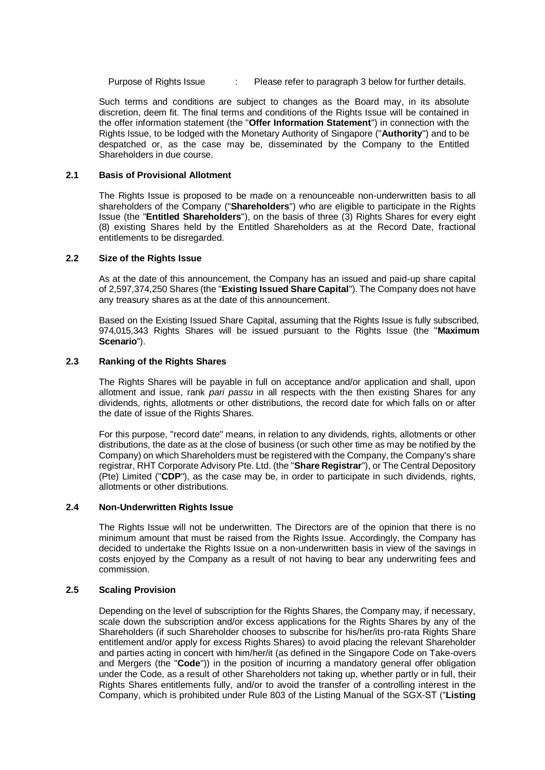Purpose of Rights Issue : Please refer to paragraph 3 below for further details.

Such terms and conditions are subject to changes as the Board may, in its absolute discretion, deem fit. The final terms and conditions of the Rights Issue will be contained in the offer information statement (the "**Offer Information Statement**") in connection with the Rights Issue, to be lodged with the Monetary Authority of Singapore ("**Authority**") and to be despatched or, as the case may be, disseminated by the Company to the Entitled Shareholders in due course.

### 2.1 Basis of Provisional Allotment

The Rights Issue is proposed to be made on a renounceable non-underwritten basis to all shareholders of the Company ("**Shareholders**") who are eligible to participate in the Rights Issue (the "**Entitled Shareholders**"), on the basis of three (3) Rights Shares for every eight (8) existing Shares held by the Entitled Shareholders as at the Record Date, fractional entitlements to be disregarded.

### 2.2 Size of the Rights Issue

As at the date of this announcement, the Company has an issued and paid-up share capital of 2,597,374,250 Shares (the "**Existing Issued Share Capital**"). The Company does not have any treasury shares as at the date of this announcement.

Based on the Existing Issued Share Capital, assuming that the Rights Issue is fully subscribed, 974,015,343 Rights Shares will be issued pursuant to the Rights Issue (the "**Maximum Scenario**").

### 2.3 Ranking of the Rights Shares

The Rights Shares will be payable in full on acceptance and/or application and shall, upon allotment and issue, rank *pari passu* in all respects with the then existing Shares for any dividends, rights, allotments or other distributions, the record date for which falls on or after the date of issue of the Rights Shares.

For this purpose, "record date" means, in relation to any dividends, rights, allotments or other distributions, the date as at the close of business (or such other time as may be notified by the Company) on which Shareholders must be registered with the Company, the Company's share registrar, RHT Corporate Advisory Pte. Ltd. (the "**Share Registrar**"), or The Central Depository (Pte) Limited ("**CDP**"), as the case may be, in order to participate in such dividends, rights, allotments or other distributions.

### 2.4 Non-Underwritten Rights Issue

The Rights Issue will not be underwritten. The Directors are of the opinion that there is no minimum amount that must be raised from the Rights Issue. Accordingly, the Company has decided to undertake the Rights Issue on a non-underwritten basis in view of the savings in costs enjoyed by the Company as a result of not having to bear any underwriting fees and commission.

### 2.5 Scaling Provision

Depending on the level of subscription for the Rights Shares, the Company may, if necessary, scale down the subscription and/or excess applications for the Rights Shares by any of the Shareholders (if such Shareholder chooses to subscribe for his/her/its pro-rata Rights Share entitlement and/or apply for excess Rights Shares) to avoid placing the relevant Shareholder and parties acting in concert with him/her/it (as defined in the Singapore Code on Take-overs and Mergers (the "**Code**")) in the position of incurring a mandatory general offer obligation under the Code, as a result of other Shareholders not taking up, whether partly or in full, their Rights Shares entitlements fully, and/or to avoid the transfer of a controlling interest in the Company, which is prohibited under Rule 803 of the Listing Manual of the SGX-ST ("**Listing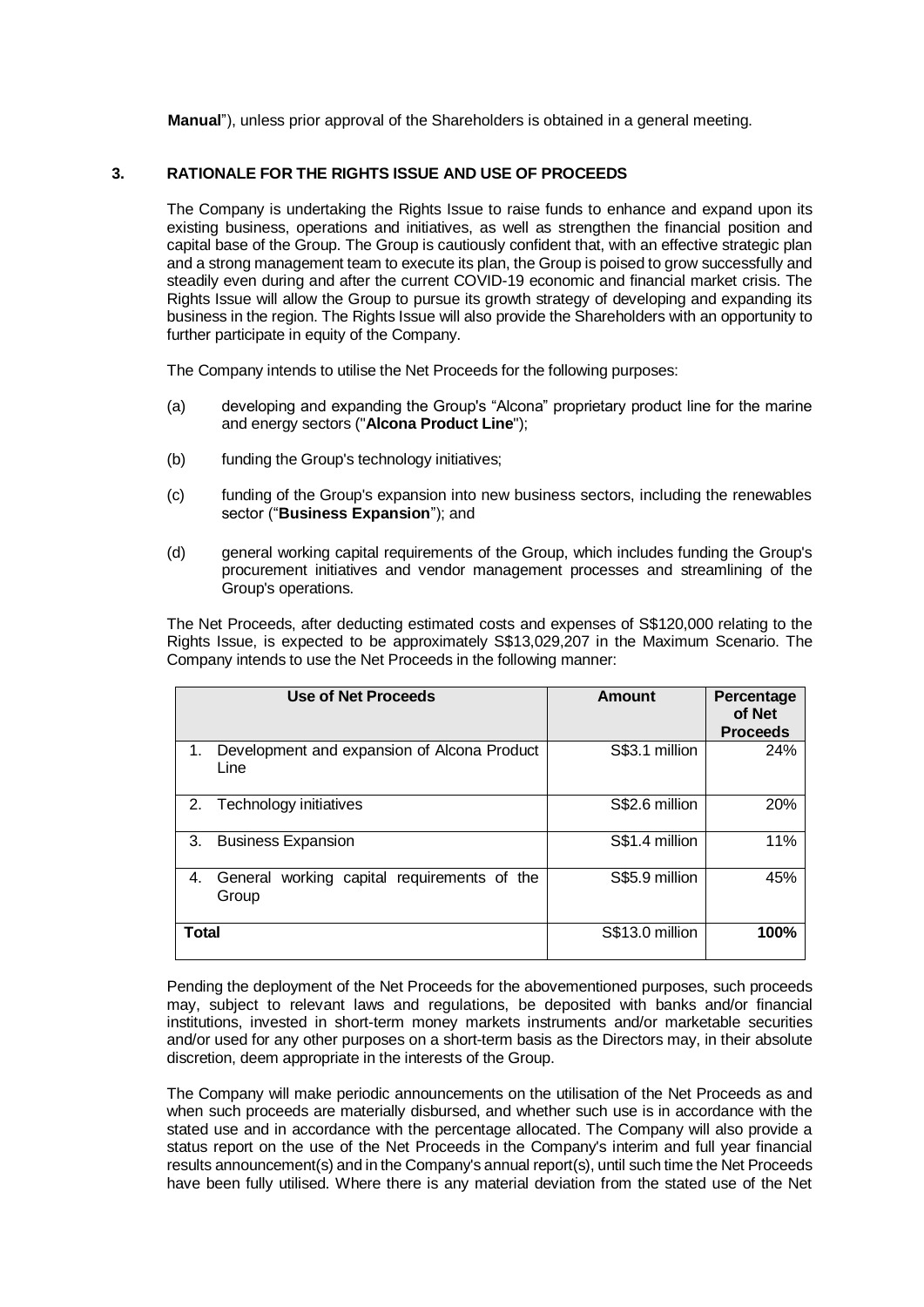**Manual**"), unless prior approval of the Shareholders is obtained in a general meeting.

## 3. RATIONALE FOR THE RIGHTS ISSUE AND USE OF PROCEEDS

The Company is undertaking the Rights Issue to raise funds to enhance and expand upon its existing business, operations and initiatives, as well as strengthen the financial position and capital base of the Group. The Group is cautiously confident that, with an effective strategic plan and a strong management team to execute its plan, the Group is poised to grow successfully and steadily even during and after the current COVID-19 economic and financial market crisis. The Rights Issue will allow the Group to pursue its growth strategy of developing and expanding its business in the region. The Rights Issue will also provide the Shareholders with an opportunity to further participate in equity of the Company.

The Company intends to utilise the Net Proceeds for the following purposes:

(a) developing and expanding the Group's "Alcona" proprietary product line for the marine and energy sectors ("**Alcona Product Line**");

(b) funding the Group's technology initiatives;

(c) funding of the Group's expansion into new business sectors, including the renewables sector ("**Business Expansion**"); and

(d) general working capital requirements of the Group, which includes funding the Group's procurement initiatives and vendor management processes and streamlining of the Group's operations.

The Net Proceeds, after deducting estimated costs and expenses of S$120,000 relating to the Rights Issue, is expected to be approximately S$13,029,207 in the Maximum Scenario. The Company intends to use the Net Proceeds in the following manner:

| Use of Net Proceeds | Amount | Percentage of Net Proceeds |
|---|---|---|
| 1. Development and expansion of Alcona Product Line | S$3.1 million | 24% |
| 2. Technology initiatives | S$2.6 million | 20% |
| 3. Business Expansion | S$1.4 million | 11% |
| 4. General working capital requirements of the Group | S$5.9 million | 45% |
| **Total** | S$13.0 million | **100%** |

Pending the deployment of the Net Proceeds for the abovementioned purposes, such proceeds may, subject to relevant laws and regulations, be deposited with banks and/or financial institutions, invested in short-term money markets instruments and/or marketable securities and/or used for any other purposes on a short-term basis as the Directors may, in their absolute discretion, deem appropriate in the interests of the Group.

The Company will make periodic announcements on the utilisation of the Net Proceeds as and when such proceeds are materially disbursed, and whether such use is in accordance with the stated use and in accordance with the percentage allocated. The Company will also provide a status report on the use of the Net Proceeds in the Company's interim and full year financial results announcement(s) and in the Company's annual report(s), until such time the Net Proceeds have been fully utilised. Where there is any material deviation from the stated use of the Net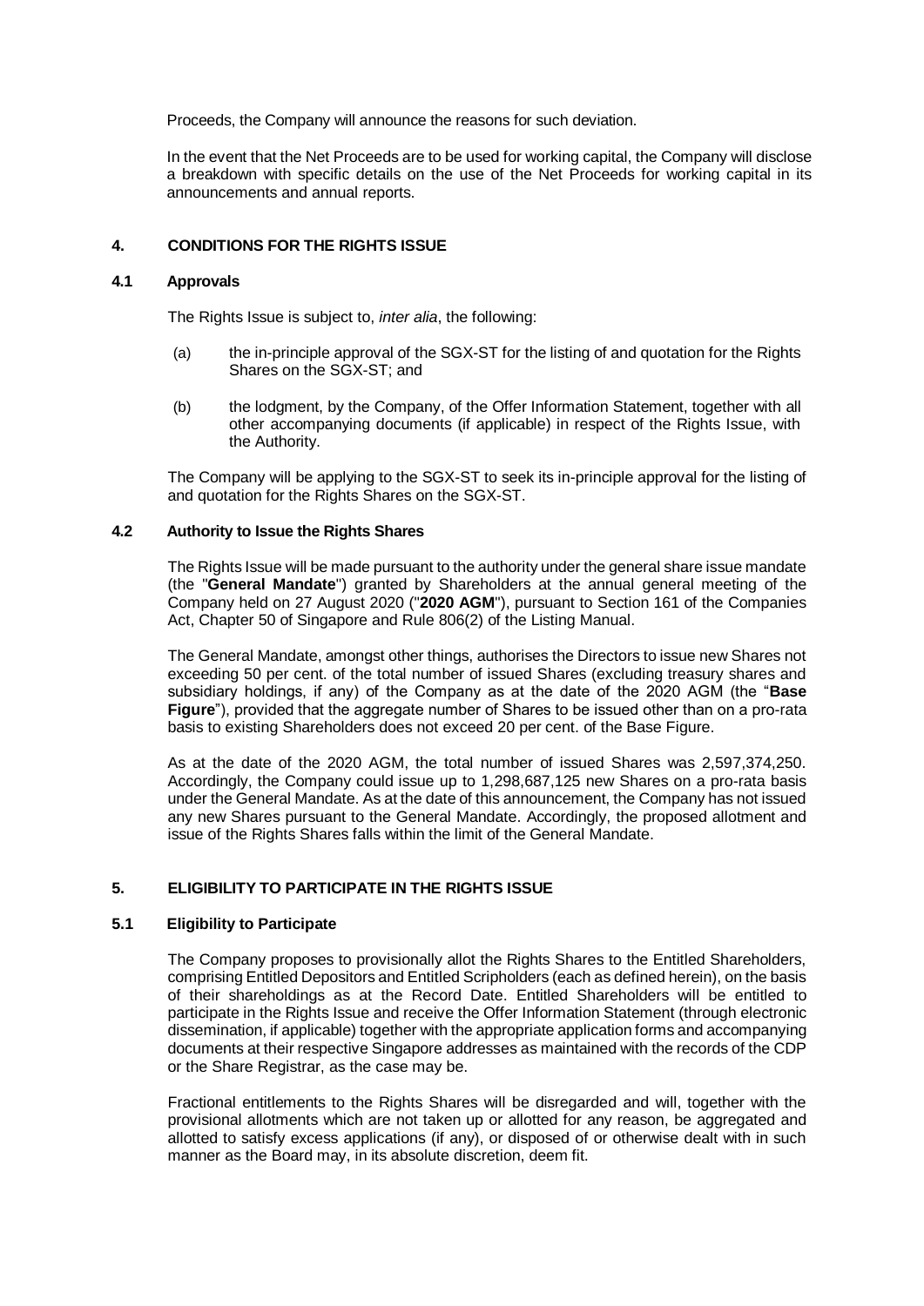Proceeds, the Company will announce the reasons for such deviation.

In the event that the Net Proceeds are to be used for working capital, the Company will disclose a breakdown with specific details on the use of the Net Proceeds for working capital in its announcements and annual reports.

## 4. CONDITIONS FOR THE RIGHTS ISSUE

### 4.1 Approvals

The Rights Issue is subject to, *inter alia*, the following:

(a) the in-principle approval of the SGX-ST for the listing of and quotation for the Rights Shares on the SGX-ST; and

(b) the lodgment, by the Company, of the Offer Information Statement, together with all other accompanying documents (if applicable) in respect of the Rights Issue, with the Authority.

The Company will be applying to the SGX-ST to seek its in-principle approval for the listing of and quotation for the Rights Shares on the SGX-ST.

### 4.2 Authority to Issue the Rights Shares

The Rights Issue will be made pursuant to the authority under the general share issue mandate (the "**General Mandate**") granted by Shareholders at the annual general meeting of the Company held on 27 August 2020 ("**2020 AGM**"), pursuant to Section 161 of the Companies Act, Chapter 50 of Singapore and Rule 806(2) of the Listing Manual.

The General Mandate, amongst other things, authorises the Directors to issue new Shares not exceeding 50 per cent. of the total number of issued Shares (excluding treasury shares and subsidiary holdings, if any) of the Company as at the date of the 2020 AGM (the "**Base Figure**"), provided that the aggregate number of Shares to be issued other than on a pro-rata basis to existing Shareholders does not exceed 20 per cent. of the Base Figure.

As at the date of the 2020 AGM, the total number of issued Shares was 2,597,374,250. Accordingly, the Company could issue up to 1,298,687,125 new Shares on a pro-rata basis under the General Mandate. As at the date of this announcement, the Company has not issued any new Shares pursuant to the General Mandate. Accordingly, the proposed allotment and issue of the Rights Shares falls within the limit of the General Mandate.

## 5. ELIGIBILITY TO PARTICIPATE IN THE RIGHTS ISSUE

### 5.1 Eligibility to Participate

The Company proposes to provisionally allot the Rights Shares to the Entitled Shareholders, comprising Entitled Depositors and Entitled Scripholders (each as defined herein), on the basis of their shareholdings as at the Record Date. Entitled Shareholders will be entitled to participate in the Rights Issue and receive the Offer Information Statement (through electronic dissemination, if applicable) together with the appropriate application forms and accompanying documents at their respective Singapore addresses as maintained with the records of the CDP or the Share Registrar, as the case may be.

Fractional entitlements to the Rights Shares will be disregarded and will, together with the provisional allotments which are not taken up or allotted for any reason, be aggregated and allotted to satisfy excess applications (if any), or disposed of or otherwise dealt with in such manner as the Board may, in its absolute discretion, deem fit.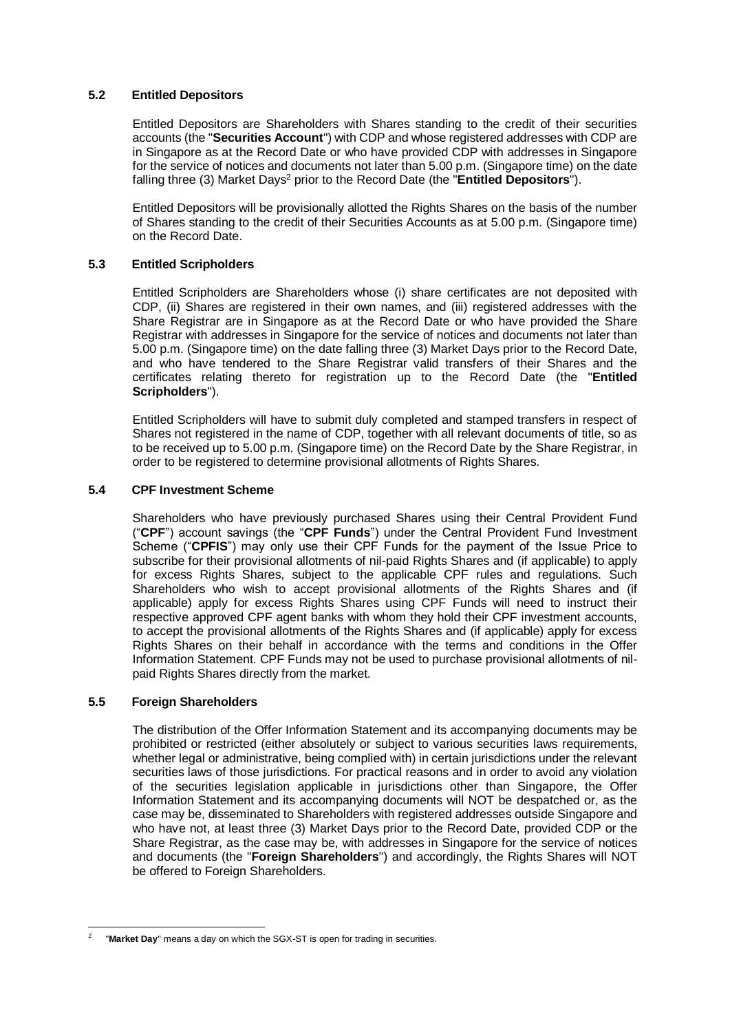### 5.2 Entitled Depositors

Entitled Depositors are Shareholders with Shares standing to the credit of their securities accounts (the "**Securities Account**") with CDP and whose registered addresses with CDP are in Singapore as at the Record Date or who have provided CDP with addresses in Singapore for the service of notices and documents not later than 5.00 p.m. (Singapore time) on the date falling three (3) Market Days[2] prior to the Record Date (the "**Entitled Depositors**").

Entitled Depositors will be provisionally allotted the Rights Shares on the basis of the number of Shares standing to the credit of their Securities Accounts as at 5.00 p.m. (Singapore time) on the Record Date.

### 5.3 Entitled Scripholders

Entitled Scripholders are Shareholders whose (i) share certificates are not deposited with CDP, (ii) Shares are registered in their own names, and (iii) registered addresses with the Share Registrar are in Singapore as at the Record Date or who have provided the Share Registrar with addresses in Singapore for the service of notices and documents not later than 5.00 p.m. (Singapore time) on the date falling three (3) Market Days prior to the Record Date, and who have tendered to the Share Registrar valid transfers of their Shares and the certificates relating thereto for registration up to the Record Date (the "**Entitled Scripholders**").

Entitled Scripholders will have to submit duly completed and stamped transfers in respect of Shares not registered in the name of CDP, together with all relevant documents of title, so as to be received up to 5.00 p.m. (Singapore time) on the Record Date by the Share Registrar, in order to be registered to determine provisional allotments of Rights Shares.

### 5.4 CPF Investment Scheme

Shareholders who have previously purchased Shares using their Central Provident Fund ("**CPF**") account savings (the "**CPF Funds**") under the Central Provident Fund Investment Scheme ("**CPFIS**") may only use their CPF Funds for the payment of the Issue Price to subscribe for their provisional allotments of nil-paid Rights Shares and (if applicable) to apply for excess Rights Shares, subject to the applicable CPF rules and regulations. Such Shareholders who wish to accept provisional allotments of the Rights Shares and (if applicable) apply for excess Rights Shares using CPF Funds will need to instruct their respective approved CPF agent banks with whom they hold their CPF investment accounts, to accept the provisional allotments of the Rights Shares and (if applicable) apply for excess Rights Shares on their behalf in accordance with the terms and conditions in the Offer Information Statement. CPF Funds may not be used to purchase provisional allotments of nil-paid Rights Shares directly from the market.

### 5.5 Foreign Shareholders

The distribution of the Offer Information Statement and its accompanying documents may be prohibited or restricted (either absolutely or subject to various securities laws requirements, whether legal or administrative, being complied with) in certain jurisdictions under the relevant securities laws of those jurisdictions. For practical reasons and in order to avoid any violation of the securities legislation applicable in jurisdictions other than Singapore, the Offer Information Statement and its accompanying documents will NOT be despatched or, as the case may be, disseminated to Shareholders with registered addresses outside Singapore and who have not, at least three (3) Market Days prior to the Record Date, provided CDP or the Share Registrar, as the case may be, with addresses in Singapore for the service of notices and documents (the "**Foreign Shareholders**") and accordingly, the Rights Shares will NOT be offered to Foreign Shareholders.

---

[2] "**Market Day**" means a day on which the SGX-ST is open for trading in securities.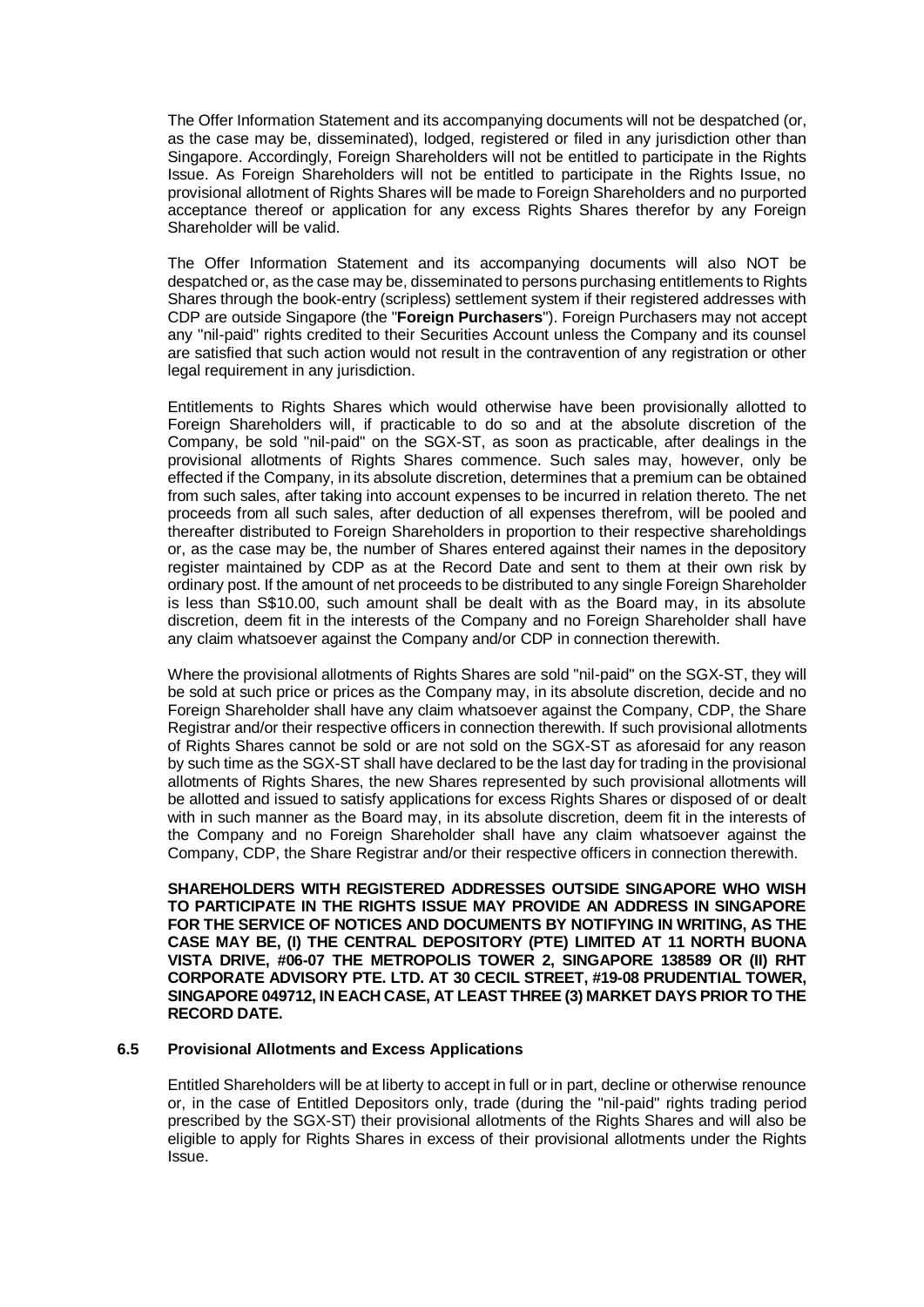The Offer Information Statement and its accompanying documents will not be despatched (or, as the case may be, disseminated), lodged, registered or filed in any jurisdiction other than Singapore. Accordingly, Foreign Shareholders will not be entitled to participate in the Rights Issue. As Foreign Shareholders will not be entitled to participate in the Rights Issue, no provisional allotment of Rights Shares will be made to Foreign Shareholders and no purported acceptance thereof or application for any excess Rights Shares therefor by any Foreign Shareholder will be valid.

The Offer Information Statement and its accompanying documents will also NOT be despatched or, as the case may be, disseminated to persons purchasing entitlements to Rights Shares through the book-entry (scripless) settlement system if their registered addresses with CDP are outside Singapore (the "**Foreign Purchasers**"). Foreign Purchasers may not accept any "nil-paid" rights credited to their Securities Account unless the Company and its counsel are satisfied that such action would not result in the contravention of any registration or other legal requirement in any jurisdiction.

Entitlements to Rights Shares which would otherwise have been provisionally allotted to Foreign Shareholders will, if practicable to do so and at the absolute discretion of the Company, be sold "nil-paid" on the SGX-ST, as soon as practicable, after dealings in the provisional allotments of Rights Shares commence. Such sales may, however, only be effected if the Company, in its absolute discretion, determines that a premium can be obtained from such sales, after taking into account expenses to be incurred in relation thereto. The net proceeds from all such sales, after deduction of all expenses therefrom, will be pooled and thereafter distributed to Foreign Shareholders in proportion to their respective shareholdings or, as the case may be, the number of Shares entered against their names in the depository register maintained by CDP as at the Record Date and sent to them at their own risk by ordinary post. If the amount of net proceeds to be distributed to any single Foreign Shareholder is less than S$10.00, such amount shall be dealt with as the Board may, in its absolute discretion, deem fit in the interests of the Company and no Foreign Shareholder shall have any claim whatsoever against the Company and/or CDP in connection therewith.

Where the provisional allotments of Rights Shares are sold "nil-paid" on the SGX-ST, they will be sold at such price or prices as the Company may, in its absolute discretion, decide and no Foreign Shareholder shall have any claim whatsoever against the Company, CDP, the Share Registrar and/or their respective officers in connection therewith. If such provisional allotments of Rights Shares cannot be sold or are not sold on the SGX-ST as aforesaid for any reason by such time as the SGX-ST shall have declared to be the last day for trading in the provisional allotments of Rights Shares, the new Shares represented by such provisional allotments will be allotted and issued to satisfy applications for excess Rights Shares or disposed of or dealt with in such manner as the Board may, in its absolute discretion, deem fit in the interests of the Company and no Foreign Shareholder shall have any claim whatsoever against the Company, CDP, the Share Registrar and/or their respective officers in connection therewith.

**SHAREHOLDERS WITH REGISTERED ADDRESSES OUTSIDE SINGAPORE WHO WISH TO PARTICIPATE IN THE RIGHTS ISSUE MAY PROVIDE AN ADDRESS IN SINGAPORE FOR THE SERVICE OF NOTICES AND DOCUMENTS BY NOTIFYING IN WRITING, AS THE CASE MAY BE, (I) THE CENTRAL DEPOSITORY (PTE) LIMITED AT 11 NORTH BUONA VISTA DRIVE, #06-07 THE METROPOLIS TOWER 2, SINGAPORE 138589 OR (II) RHT CORPORATE ADVISORY PTE. LTD. AT 30 CECIL STREET, #19-08 PRUDENTIAL TOWER, SINGAPORE 049712, IN EACH CASE, AT LEAST THREE (3) MARKET DAYS PRIOR TO THE RECORD DATE.**

### 6.5 Provisional Allotments and Excess Applications

Entitled Shareholders will be at liberty to accept in full or in part, decline or otherwise renounce or, in the case of Entitled Depositors only, trade (during the "nil-paid" rights trading period prescribed by the SGX-ST) their provisional allotments of the Rights Shares and will also be eligible to apply for Rights Shares in excess of their provisional allotments under the Rights Issue.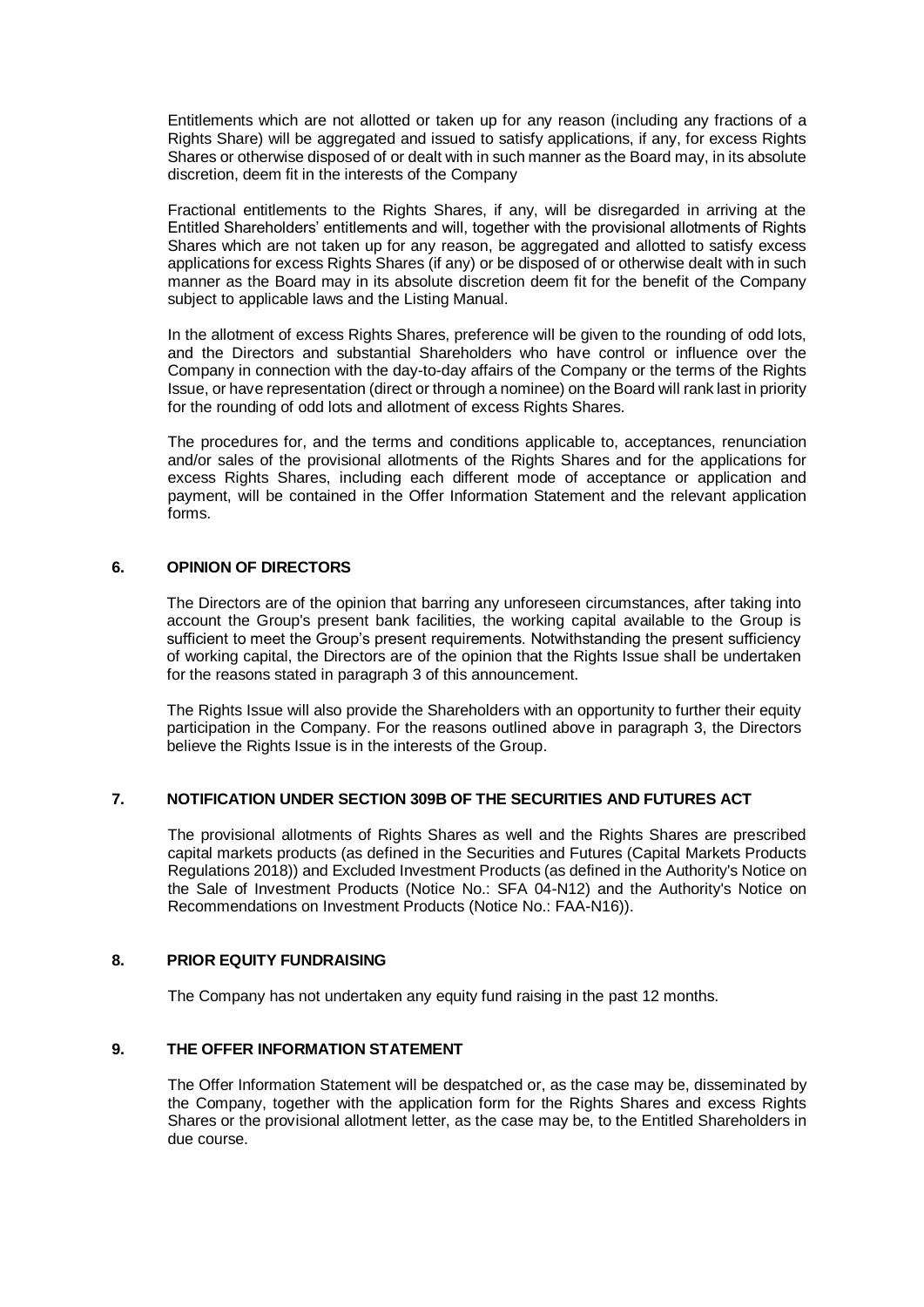Entitlements which are not allotted or taken up for any reason (including any fractions of a Rights Share) will be aggregated and issued to satisfy applications, if any, for excess Rights Shares or otherwise disposed of or dealt with in such manner as the Board may, in its absolute discretion, deem fit in the interests of the Company

Fractional entitlements to the Rights Shares, if any, will be disregarded in arriving at the Entitled Shareholders' entitlements and will, together with the provisional allotments of Rights Shares which are not taken up for any reason, be aggregated and allotted to satisfy excess applications for excess Rights Shares (if any) or be disposed of or otherwise dealt with in such manner as the Board may in its absolute discretion deem fit for the benefit of the Company subject to applicable laws and the Listing Manual.

In the allotment of excess Rights Shares, preference will be given to the rounding of odd lots, and the Directors and substantial Shareholders who have control or influence over the Company in connection with the day-to-day affairs of the Company or the terms of the Rights Issue, or have representation (direct or through a nominee) on the Board will rank last in priority for the rounding of odd lots and allotment of excess Rights Shares.

The procedures for, and the terms and conditions applicable to, acceptances, renunciation and/or sales of the provisional allotments of the Rights Shares and for the applications for excess Rights Shares, including each different mode of acceptance or application and payment, will be contained in the Offer Information Statement and the relevant application forms.

## 6. OPINION OF DIRECTORS

The Directors are of the opinion that barring any unforeseen circumstances, after taking into account the Group's present bank facilities, the working capital available to the Group is sufficient to meet the Group's present requirements. Notwithstanding the present sufficiency of working capital, the Directors are of the opinion that the Rights Issue shall be undertaken for the reasons stated in paragraph 3 of this announcement.

The Rights Issue will also provide the Shareholders with an opportunity to further their equity participation in the Company. For the reasons outlined above in paragraph 3, the Directors believe the Rights Issue is in the interests of the Group.

## 7. NOTIFICATION UNDER SECTION 309B OF THE SECURITIES AND FUTURES ACT

The provisional allotments of Rights Shares as well and the Rights Shares are prescribed capital markets products (as defined in the Securities and Futures (Capital Markets Products Regulations 2018)) and Excluded Investment Products (as defined in the Authority's Notice on the Sale of Investment Products (Notice No.: SFA 04-N12) and the Authority's Notice on Recommendations on Investment Products (Notice No.: FAA-N16)).

## 8. PRIOR EQUITY FUNDRAISING

The Company has not undertaken any equity fund raising in the past 12 months.

## 9. THE OFFER INFORMATION STATEMENT

The Offer Information Statement will be despatched or, as the case may be, disseminated by the Company, together with the application form for the Rights Shares and excess Rights Shares or the provisional allotment letter, as the case may be, to the Entitled Shareholders in due course.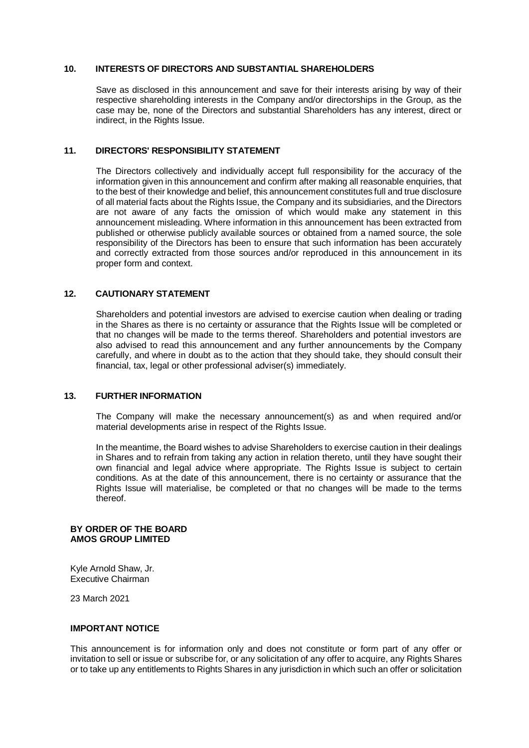## 10. INTERESTS OF DIRECTORS AND SUBSTANTIAL SHAREHOLDERS

Save as disclosed in this announcement and save for their interests arising by way of their respective shareholding interests in the Company and/or directorships in the Group, as the case may be, none of the Directors and substantial Shareholders has any interest, direct or indirect, in the Rights Issue.

## 11. DIRECTORS' RESPONSIBILITY STATEMENT

The Directors collectively and individually accept full responsibility for the accuracy of the information given in this announcement and confirm after making all reasonable enquiries, that to the best of their knowledge and belief, this announcement constitutes full and true disclosure of all material facts about the Rights Issue, the Company and its subsidiaries, and the Directors are not aware of any facts the omission of which would make any statement in this announcement misleading. Where information in this announcement has been extracted from published or otherwise publicly available sources or obtained from a named source, the sole responsibility of the Directors has been to ensure that such information has been accurately and correctly extracted from those sources and/or reproduced in this announcement in its proper form and context.

## 12. CAUTIONARY STATEMENT

Shareholders and potential investors are advised to exercise caution when dealing or trading in the Shares as there is no certainty or assurance that the Rights Issue will be completed or that no changes will be made to the terms thereof. Shareholders and potential investors are also advised to read this announcement and any further announcements by the Company carefully, and where in doubt as to the action that they should take, they should consult their financial, tax, legal or other professional adviser(s) immediately.

## 13. FURTHER INFORMATION

The Company will make the necessary announcement(s) as and when required and/or material developments arise in respect of the Rights Issue.

In the meantime, the Board wishes to advise Shareholders to exercise caution in their dealings in Shares and to refrain from taking any action in relation thereto, until they have sought their own financial and legal advice where appropriate. The Rights Issue is subject to certain conditions. As at the date of this announcement, there is no certainty or assurance that the Rights Issue will materialise, be completed or that no changes will be made to the terms thereof.

**BY ORDER OF THE BOARD**
**AMOS GROUP LIMITED**

Kyle Arnold Shaw, Jr.
Executive Chairman

23 March 2021

**IMPORTANT NOTICE**

This announcement is for information only and does not constitute or form part of any offer or invitation to sell or issue or subscribe for, or any solicitation of any offer to acquire, any Rights Shares or to take up any entitlements to Rights Shares in any jurisdiction in which such an offer or solicitation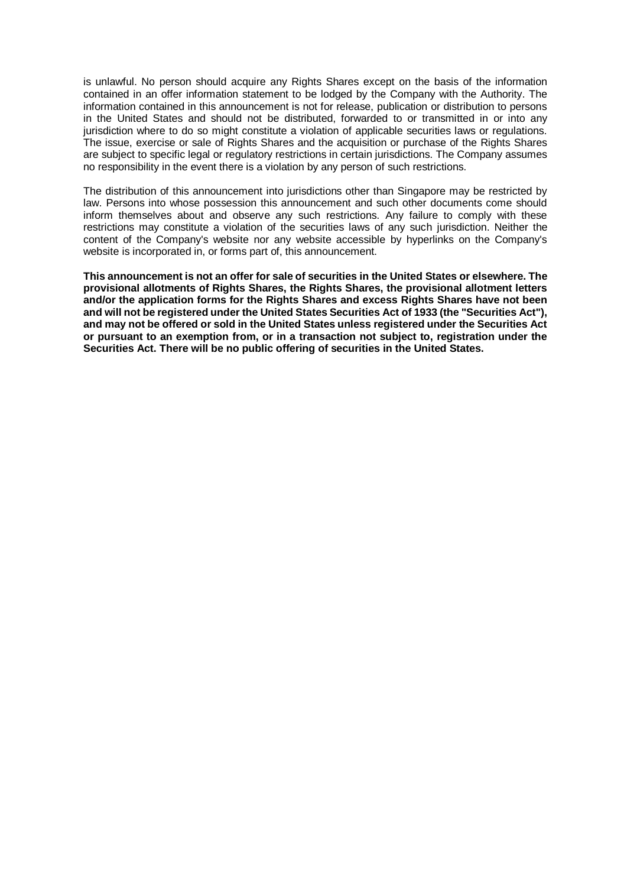is unlawful. No person should acquire any Rights Shares except on the basis of the information contained in an offer information statement to be lodged by the Company with the Authority. The information contained in this announcement is not for release, publication or distribution to persons in the United States and should not be distributed, forwarded to or transmitted in or into any jurisdiction where to do so might constitute a violation of applicable securities laws or regulations. The issue, exercise or sale of Rights Shares and the acquisition or purchase of the Rights Shares are subject to specific legal or regulatory restrictions in certain jurisdictions. The Company assumes no responsibility in the event there is a violation by any person of such restrictions.

The distribution of this announcement into jurisdictions other than Singapore may be restricted by law. Persons into whose possession this announcement and such other documents come should inform themselves about and observe any such restrictions. Any failure to comply with these restrictions may constitute a violation of the securities laws of any such jurisdiction. Neither the content of the Company's website nor any website accessible by hyperlinks on the Company's website is incorporated in, or forms part of, this announcement.

**This announcement is not an offer for sale of securities in the United States or elsewhere. The provisional allotments of Rights Shares, the Rights Shares, the provisional allotment letters and/or the application forms for the Rights Shares and excess Rights Shares have not been and will not be registered under the United States Securities Act of 1933 (the "Securities Act"), and may not be offered or sold in the United States unless registered under the Securities Act or pursuant to an exemption from, or in a transaction not subject to, registration under the Securities Act. There will be no public offering of securities in the United States.**